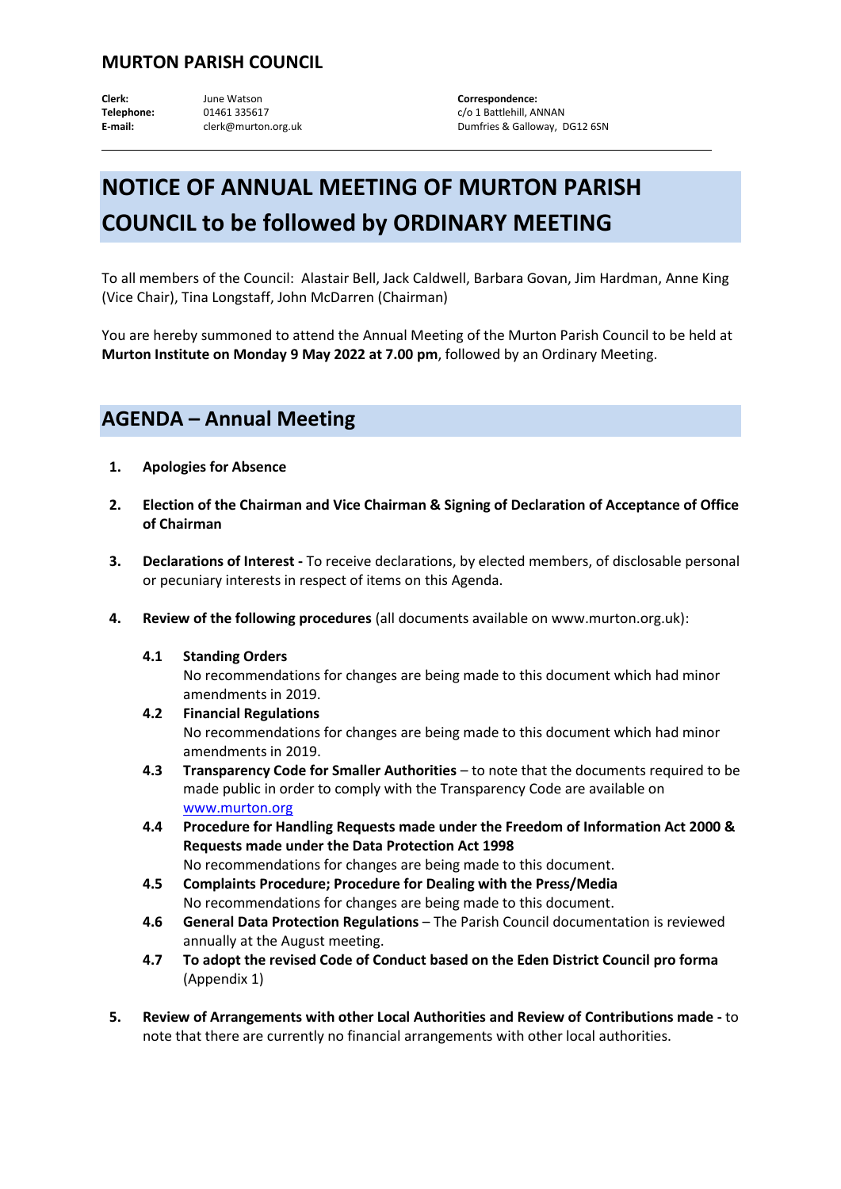## MURTON PARISH COUNCIL

**Clerk:** June Watson
**Telephone:** 01461 335617
**E-mail:** clerk@murton.org.uk

**Correspondence:**
c/o 1 Battlehill, ANNAN
Dumfries & Galloway, DG12 6SN

---

# NOTICE OF ANNUAL MEETING OF MURTON PARISH COUNCIL to be followed by ORDINARY MEETING

To all members of the Council: Alastair Bell, Jack Caldwell, Barbara Govan, Jim Hardman, Anne King (Vice Chair), Tina Longstaff, John McDarren (Chairman)

You are hereby summoned to attend the Annual Meeting of the Murton Parish Council to be held at **Murton Institute on Monday 9 May 2022 at 7.00 pm**, followed by an Ordinary Meeting.

## AGENDA – Annual Meeting

1. **Apologies for Absence**

2. **Election of the Chairman and Vice Chairman & Signing of Declaration of Acceptance of Office of Chairman**

3. **Declarations of Interest -** To receive declarations, by elected members, of disclosable personal or pecuniary interests in respect of items on this Agenda.

4. **Review of the following procedures** (all documents available on www.murton.org.uk):

   **4.1 Standing Orders**
   No recommendations for changes are being made to this document which had minor amendments in 2019.

   **4.2 Financial Regulations**
   No recommendations for changes are being made to this document which had minor amendments in 2019.

   **4.3 Transparency Code for Smaller Authorities** – to note that the documents required to be made public in order to comply with the Transparency Code are available on www.murton.org

   **4.4 Procedure for Handling Requests made under the Freedom of Information Act 2000 & Requests made under the Data Protection Act 1998**
   No recommendations for changes are being made to this document.

   **4.5 Complaints Procedure; Procedure for Dealing with the Press/Media**
   No recommendations for changes are being made to this document.

   **4.6 General Data Protection Regulations** – The Parish Council documentation is reviewed annually at the August meeting.

   **4.7 To adopt the revised Code of Conduct based on the Eden District Council pro forma** (Appendix 1)

5. **Review of Arrangements with other Local Authorities and Review of Contributions made -** to note that there are currently no financial arrangements with other local authorities.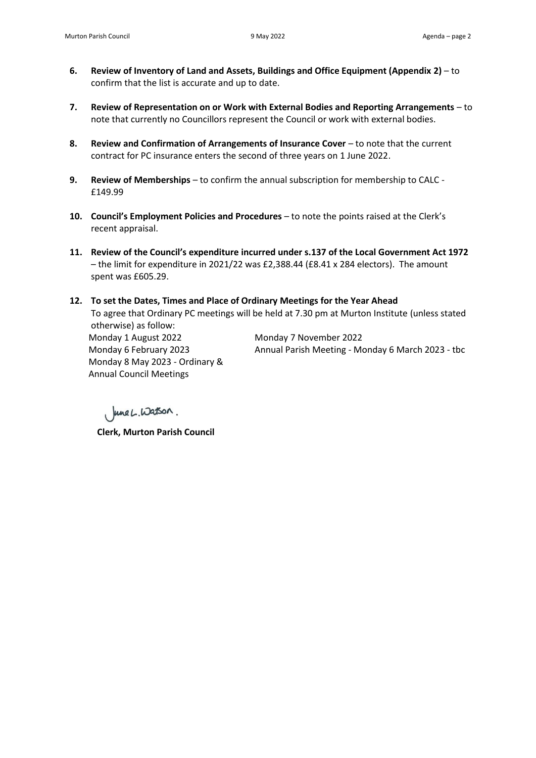**6. Review of Inventory of Land and Assets, Buildings and Office Equipment (Appendix 2)** – to confirm that the list is accurate and up to date.

**7. Review of Representation on or Work with External Bodies and Reporting Arrangements** – to note that currently no Councillors represent the Council or work with external bodies.

**8. Review and Confirmation of Arrangements of Insurance Cover** – to note that the current contract for PC insurance enters the second of three years on 1 June 2022.

**9. Review of Memberships** – to confirm the annual subscription for membership to CALC - £149.99

**10. Council's Employment Policies and Procedures** – to note the points raised at the Clerk's recent appraisal.

**11. Review of the Council's expenditure incurred under s.137 of the Local Government Act 1972** – the limit for expenditure in 2021/22 was £2,388.44 (£8.41 x 284 electors). The amount spent was £605.29.

**12. To set the Dates, Times and Place of Ordinary Meetings for the Year Ahead**

To agree that Ordinary PC meetings will be held at 7.30 pm at Murton Institute (unless stated otherwise) as follow:

- Monday 1 August 2022
- Monday 7 November 2022
- Monday 6 February 2023
- Annual Parish Meeting - Monday 6 March 2023 - tbc
- Monday 8 May 2023 - Ordinary & Annual Council Meetings

June L. Watson.

**Clerk, Murton Parish Council**